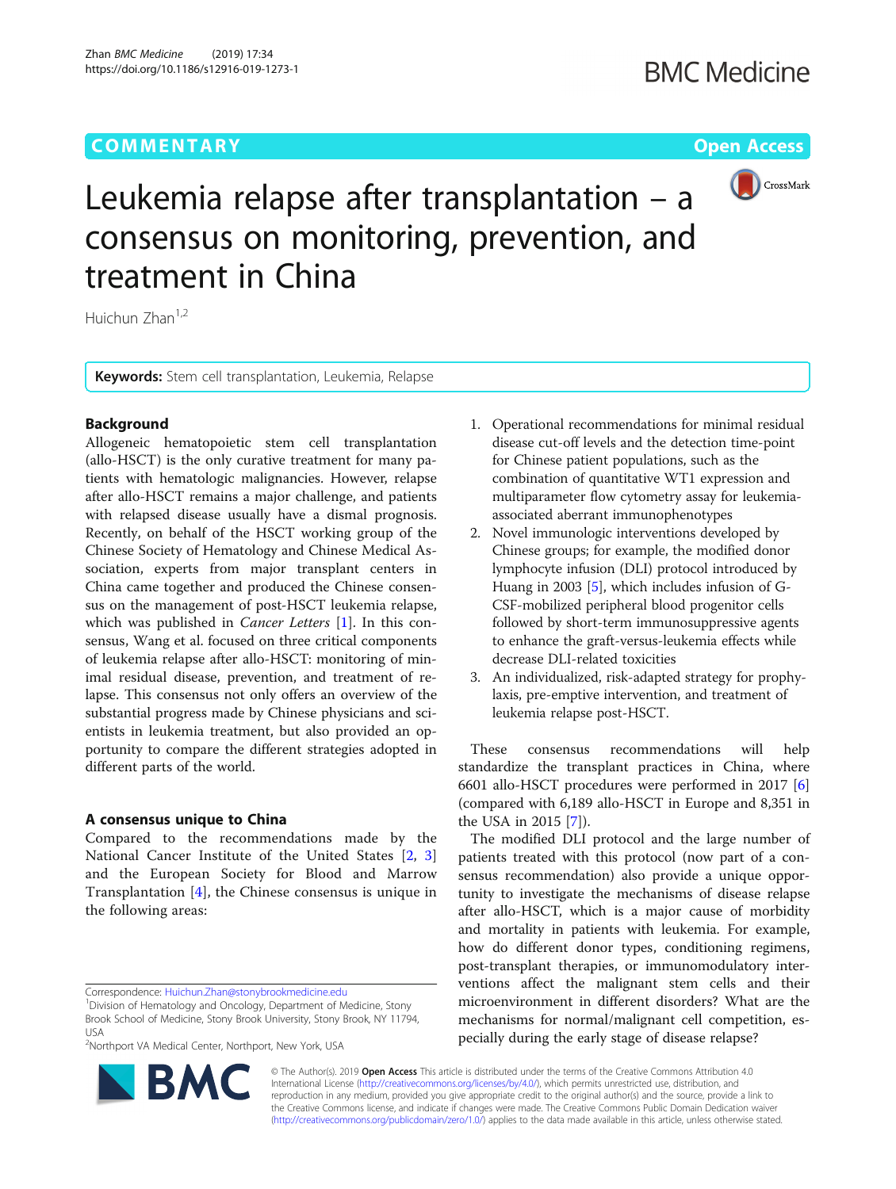COMMENTARY

Open Access

# Leukemia relapse after transplantation – a consensus on monitoring, prevention, and treatment in China

Huichun Zhan[1,2]

**Keywords:** Stem cell transplantation, Leukemia, Relapse

## Background

Allogeneic hematopoietic stem cell transplantation (allo-HSCT) is the only curative treatment for many patients with hematologic malignancies. However, relapse after allo-HSCT remains a major challenge, and patients with relapsed disease usually have a dismal prognosis. Recently, on behalf of the HSCT working group of the Chinese Society of Hematology and Chinese Medical Association, experts from major transplant centers in China came together and produced the Chinese consensus on the management of post-HSCT leukemia relapse, which was published in *Cancer Letters* [1]. In this consensus, Wang et al. focused on three critical components of leukemia relapse after allo-HSCT: monitoring of minimal residual disease, prevention, and treatment of relapse. This consensus not only offers an overview of the substantial progress made by Chinese physicians and scientists in leukemia treatment, but also provided an opportunity to compare the different strategies adopted in different parts of the world.

## A consensus unique to China

Compared to the recommendations made by the National Cancer Institute of the United States [2, 3] and the European Society for Blood and Marrow Transplantation [4], the Chinese consensus is unique in the following areas:

1. Operational recommendations for minimal residual disease cut-off levels and the detection time-point for Chinese patient populations, such as the combination of quantitative WT1 expression and multiparameter flow cytometry assay for leukemia-associated aberrant immunophenotypes
2. Novel immunologic interventions developed by Chinese groups; for example, the modified donor lymphocyte infusion (DLI) protocol introduced by Huang in 2003 [5], which includes infusion of G-CSF-mobilized peripheral blood progenitor cells followed by short-term immunosuppressive agents to enhance the graft-versus-leukemia effects while decrease DLI-related toxicities
3. An individualized, risk-adapted strategy for prophylaxis, pre-emptive intervention, and treatment of leukemia relapse post-HSCT.

These consensus recommendations will help standardize the transplant practices in China, where 6601 allo-HSCT procedures were performed in 2017 [6] (compared with 6,189 allo-HSCT in Europe and 8,351 in the USA in 2015 [7]).

The modified DLI protocol and the large number of patients treated with this protocol (now part of a consensus recommendation) also provide a unique opportunity to investigate the mechanisms of disease relapse after allo-HSCT, which is a major cause of morbidity and mortality in patients with leukemia. For example, how do different donor types, conditioning regimens, post-transplant therapies, or immunomodulatory interventions affect the malignant stem cells and their microenvironment in different disorders? What are the mechanisms for normal/malignant cell competition, especially during the early stage of disease relapse?

Correspondence: Huichun.Zhan@stonybrookmedicine.edu
[1]Division of Hematology and Oncology, Department of Medicine, Stony Brook School of Medicine, Stony Brook University, Stony Brook, NY 11794, USA
[2]Northport VA Medical Center, Northport, New York, USA

© The Author(s). 2019 **Open Access** This article is distributed under the terms of the Creative Commons Attribution 4.0 International License (http://creativecommons.org/licenses/by/4.0/), which permits unrestricted use, distribution, and reproduction in any medium, provided you give appropriate credit to the original author(s) and the source, provide a link to the Creative Commons license, and indicate if changes were made. The Creative Commons Public Domain Dedication waiver (http://creativecommons.org/publicdomain/zero/1.0/) applies to the data made available in this article, unless otherwise stated.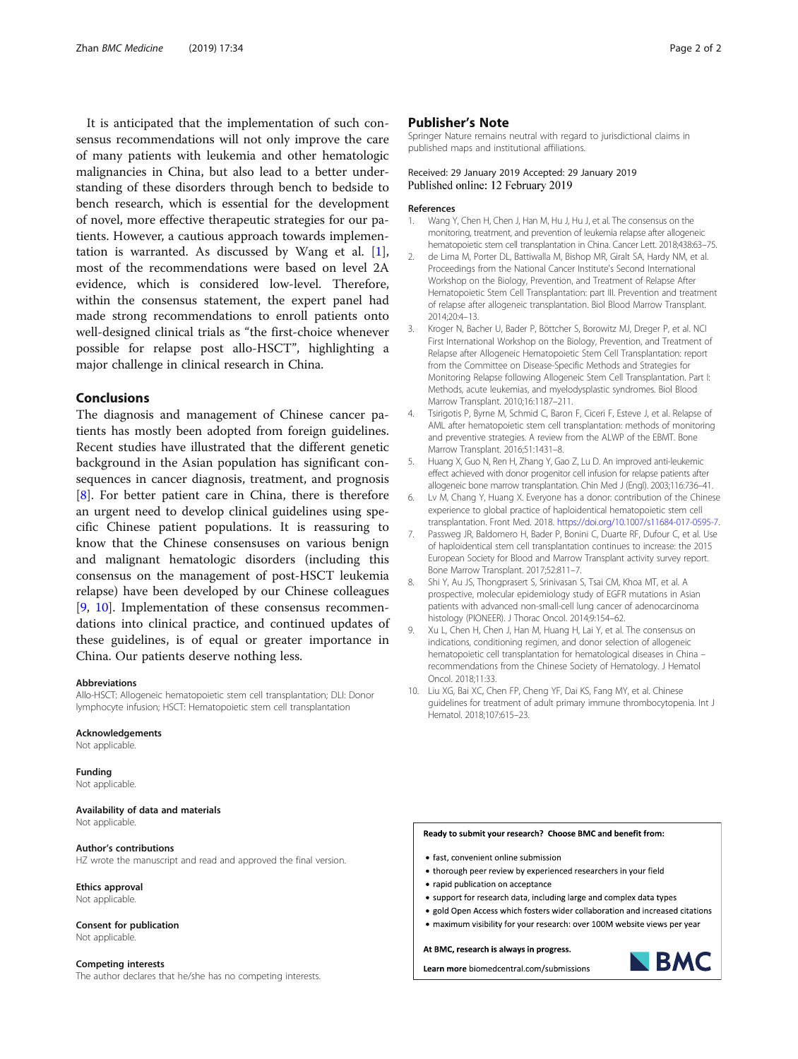It is anticipated that the implementation of such consensus recommendations will not only improve the care of many patients with leukemia and other hematologic malignancies in China, but also lead to a better understanding of these disorders through bench to bedside to bench research, which is essential for the development of novel, more effective therapeutic strategies for our patients. However, a cautious approach towards implementation is warranted. As discussed by Wang et al. [1], most of the recommendations were based on level 2A evidence, which is considered low-level. Therefore, within the consensus statement, the expert panel had made strong recommendations to enroll patients onto well-designed clinical trials as "the first-choice whenever possible for relapse post allo-HSCT", highlighting a major challenge in clinical research in China.

## Conclusions

The diagnosis and management of Chinese cancer patients has mostly been adopted from foreign guidelines. Recent studies have illustrated that the different genetic background in the Asian population has significant consequences in cancer diagnosis, treatment, and prognosis [8]. For better patient care in China, there is therefore an urgent need to develop clinical guidelines using specific Chinese patient populations. It is reassuring to know that the Chinese consensuses on various benign and malignant hematologic disorders (including this consensus on the management of post-HSCT leukemia relapse) have been developed by our Chinese colleagues [9, 10]. Implementation of these consensus recommendations into clinical practice, and continued updates of these guidelines, is of equal or greater importance in China. Our patients deserve nothing less.

### Abbreviations

Allo-HSCT: Allogeneic hematopoietic stem cell transplantation; DLI: Donor lymphocyte infusion; HSCT: Hematopoietic stem cell transplantation

### Acknowledgements

Not applicable.

### Funding

Not applicable.

### Availability of data and materials

Not applicable.

### Author's contributions

HZ wrote the manuscript and read and approved the final version.

### Ethics approval

Not applicable.

### Consent for publication

Not applicable.

### Competing interests

The author declares that he/she has no competing interests.

## Publisher's Note

Springer Nature remains neutral with regard to jurisdictional claims in published maps and institutional affiliations.

Received: 29 January 2019 Accepted: 29 January 2019
Published online: 12 February 2019

### References

1. Wang Y, Chen H, Chen J, Han M, Hu J, Hu J, et al. The consensus on the monitoring, treatment, and prevention of leukemia relapse after allogeneic hematopoietic stem cell transplantation in China. Cancer Lett. 2018;438:63–75.
2. de Lima M, Porter DL, Battiwalla M, Bishop MR, Giralt SA, Hardy NM, et al. Proceedings from the National Cancer Institute's Second International Workshop on the Biology, Prevention, and Treatment of Relapse After Hematopoietic Stem Cell Transplantation: part III. Prevention and treatment of relapse after allogeneic transplantation. Biol Blood Marrow Transplant. 2014;20:4–13.
3. Kroger N, Bacher U, Bader P, Böttcher S, Borowitz MJ, Dreger P, et al. NCI First International Workshop on the Biology, Prevention, and Treatment of Relapse after Allogeneic Hematopoietic Stem Cell Transplantation: report from the Committee on Disease-Specific Methods and Strategies for Monitoring Relapse following Allogeneic Stem Cell Transplantation. Part I: Methods, acute leukemias, and myelodysplastic syndromes. Biol Blood Marrow Transplant. 2010;16:1187–211.
4. Tsirigotis P, Byrne M, Schmid C, Baron F, Ciceri F, Esteve J, et al. Relapse of AML after hematopoietic stem cell transplantation: methods of monitoring and preventive strategies. A review from the ALWP of the EBMT. Bone Marrow Transplant. 2016;51:1431–8.
5. Huang X, Guo N, Ren H, Zhang Y, Gao Z, Lu D. An improved anti-leukemic effect achieved with donor progenitor cell infusion for relapse patients after allogeneic bone marrow transplantation. Chin Med J (Engl). 2003;116:736–41.
6. Lv M, Chang Y, Huang X. Everyone has a donor: contribution of the Chinese experience to global practice of haploidentical hematopoietic stem cell transplantation. Front Med. 2018. https://doi.org/10.1007/s11684-017-0595-7.
7. Passweg JR, Baldomero H, Bader P, Bonini C, Duarte RF, Dufour C, et al. Use of haploidentical stem cell transplantation continues to increase: the 2015 European Society for Blood and Marrow Transplant activity survey report. Bone Marrow Transplant. 2017;52:811–7.
8. Shi Y, Au JS, Thongprasert S, Srinivasan S, Tsai CM, Khoa MT, et al. A prospective, molecular epidemiology study of EGFR mutations in Asian patients with advanced non-small-cell lung cancer of adenocarcinoma histology (PIONEER). J Thorac Oncol. 2014;9:154–62.
9. Xu L, Chen H, Chen J, Han M, Huang H, Lai Y, et al. The consensus on indications, conditioning regimen, and donor selection of allogeneic hematopoietic cell transplantation for hematological diseases in China – recommendations from the Chinese Society of Hematology. J Hematol Oncol. 2018;11:33.
10. Liu XG, Bai XC, Chen FP, Cheng YF, Dai KS, Fang MY, et al. Chinese guidelines for treatment of adult primary immune thrombocytopenia. Int J Hematol. 2018;107:615–23.